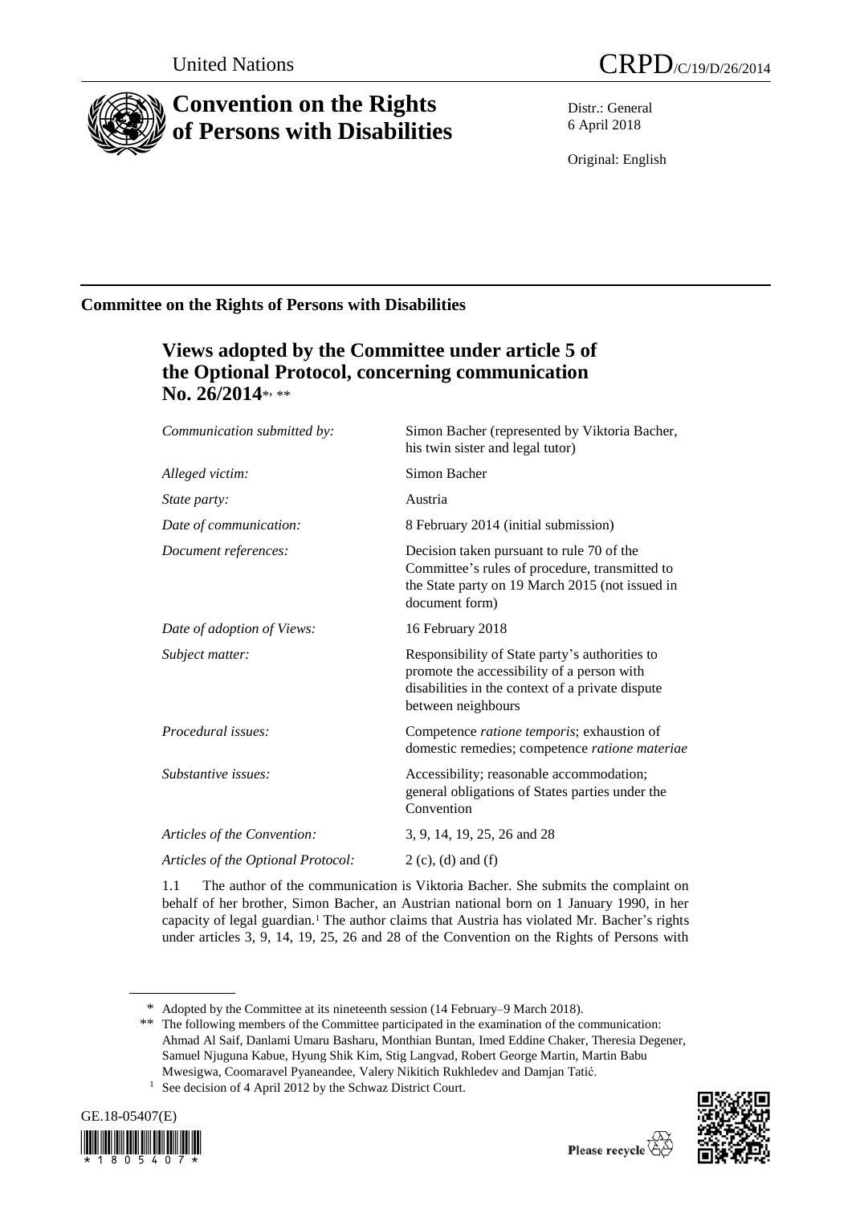United Nations

CRPD/C/19/D/26/2014

# Convention on the Rights of Persons with Disabilities

Distr.: General
6 April 2018

Original: English

## Committee on the Rights of Persons with Disabilities

### Views adopted by the Committee under article 5 of the Optional Protocol, concerning communication No. 26/2014*, **

| | |
|---|---|
| *Communication submitted by:* | Simon Bacher (represented by Viktoria Bacher, his twin sister and legal tutor) |
| *Alleged victim:* | Simon Bacher |
| *State party:* | Austria |
| *Date of communication:* | 8 February 2014 (initial submission) |
| *Document references:* | Decision taken pursuant to rule 70 of the Committee's rules of procedure, transmitted to the State party on 19 March 2015 (not issued in document form) |
| *Date of adoption of Views:* | 16 February 2018 |
| *Subject matter:* | Responsibility of State party's authorities to promote the accessibility of a person with disabilities in the context of a private dispute between neighbours |
| *Procedural issues:* | Competence *ratione temporis*; exhaustion of domestic remedies; competence *ratione materiae* |
| *Substantive issues:* | Accessibility; reasonable accommodation; general obligations of States parties under the Convention |
| *Articles of the Convention:* | 3, 9, 14, 19, 25, 26 and 28 |
| *Articles of the Optional Protocol:* | 2 (c), (d) and (f) |

1.1 The author of the communication is Viktoria Bacher. She submits the complaint on behalf of her brother, Simon Bacher, an Austrian national born on 1 January 1990, in her capacity of legal guardian.[1] The author claims that Austria has violated Mr. Bacher's rights under articles 3, 9, 14, 19, 25, 26 and 28 of the Convention on the Rights of Persons with

\* Adopted by the Committee at its nineteenth session (14 February–9 March 2018).

\*\* The following members of the Committee participated in the examination of the communication: Ahmad Al Saif, Danlami Umaru Basharu, Monthian Buntan, Imed Eddine Chaker, Theresia Degener, Samuel Njuguna Kabue, Hyung Shik Kim, Stig Langvad, Robert George Martin, Martin Babu Mwesigwa, Coomaravel Pyaneandee, Valery Nikitich Rukhledev and Damjan Tatić.

[1] See decision of 4 April 2012 by the Schwaz District Court.

GE.18-05407(E)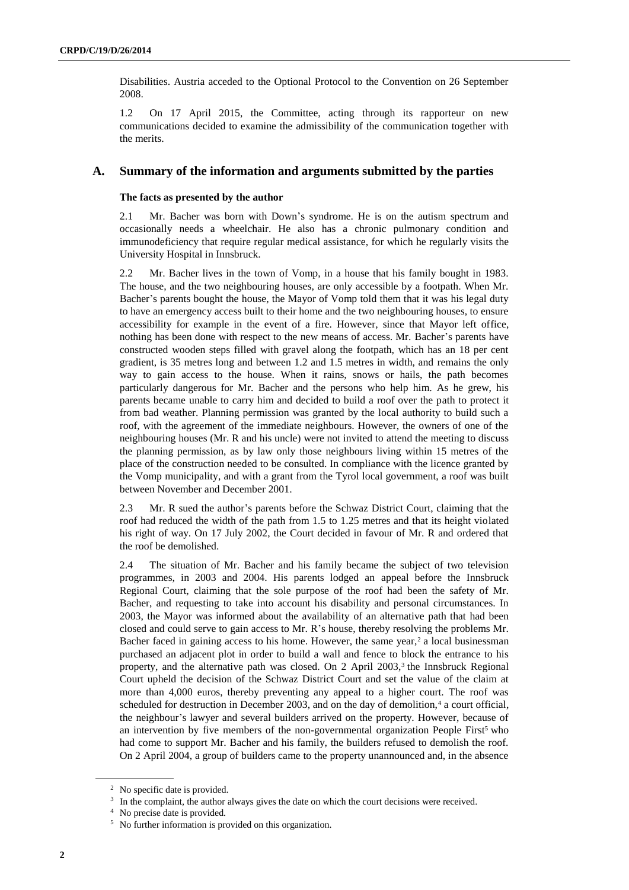Disabilities. Austria acceded to the Optional Protocol to the Convention on 26 September 2008.

1.2 On 17 April 2015, the Committee, acting through its rapporteur on new communications decided to examine the admissibility of the communication together with the merits.

## A. Summary of the information and arguments submitted by the parties

### The facts as presented by the author

2.1 Mr. Bacher was born with Down's syndrome. He is on the autism spectrum and occasionally needs a wheelchair. He also has a chronic pulmonary condition and immunodeficiency that require regular medical assistance, for which he regularly visits the University Hospital in Innsbruck.

2.2 Mr. Bacher lives in the town of Vomp, in a house that his family bought in 1983. The house, and the two neighbouring houses, are only accessible by a footpath. When Mr. Bacher's parents bought the house, the Mayor of Vomp told them that it was his legal duty to have an emergency access built to their home and the two neighbouring houses, to ensure accessibility for example in the event of a fire. However, since that Mayor left office, nothing has been done with respect to the new means of access. Mr. Bacher's parents have constructed wooden steps filled with gravel along the footpath, which has an 18 per cent gradient, is 35 metres long and between 1.2 and 1.5 metres in width, and remains the only way to gain access to the house. When it rains, snows or hails, the path becomes particularly dangerous for Mr. Bacher and the persons who help him. As he grew, his parents became unable to carry him and decided to build a roof over the path to protect it from bad weather. Planning permission was granted by the local authority to build such a roof, with the agreement of the immediate neighbours. However, the owners of one of the neighbouring houses (Mr. R and his uncle) were not invited to attend the meeting to discuss the planning permission, as by law only those neighbours living within 15 metres of the place of the construction needed to be consulted. In compliance with the licence granted by the Vomp municipality, and with a grant from the Tyrol local government, a roof was built between November and December 2001.

2.3 Mr. R sued the author's parents before the Schwaz District Court, claiming that the roof had reduced the width of the path from 1.5 to 1.25 metres and that its height violated his right of way. On 17 July 2002, the Court decided in favour of Mr. R and ordered that the roof be demolished.

2.4 The situation of Mr. Bacher and his family became the subject of two television programmes, in 2003 and 2004. His parents lodged an appeal before the Innsbruck Regional Court, claiming that the sole purpose of the roof had been the safety of Mr. Bacher, and requesting to take into account his disability and personal circumstances. In 2003, the Mayor was informed about the availability of an alternative path that had been closed and could serve to gain access to Mr. R's house, thereby resolving the problems Mr. Bacher faced in gaining access to his home. However, the same year,[2] a local businessman purchased an adjacent plot in order to build a wall and fence to block the entrance to his property, and the alternative path was closed. On 2 April 2003,[3] the Innsbruck Regional Court upheld the decision of the Schwaz District Court and set the value of the claim at more than 4,000 euros, thereby preventing any appeal to a higher court. The roof was scheduled for destruction in December 2003, and on the day of demolition,[4] a court official, the neighbour's lawyer and several builders arrived on the property. However, because of an intervention by five members of the non-governmental organization People First[5] who had come to support Mr. Bacher and his family, the builders refused to demolish the roof. On 2 April 2004, a group of builders came to the property unannounced and, in the absence

---

[2] No specific date is provided.

[3] In the complaint, the author always gives the date on which the court decisions were received.

[4] No precise date is provided.

[5] No further information is provided on this organization.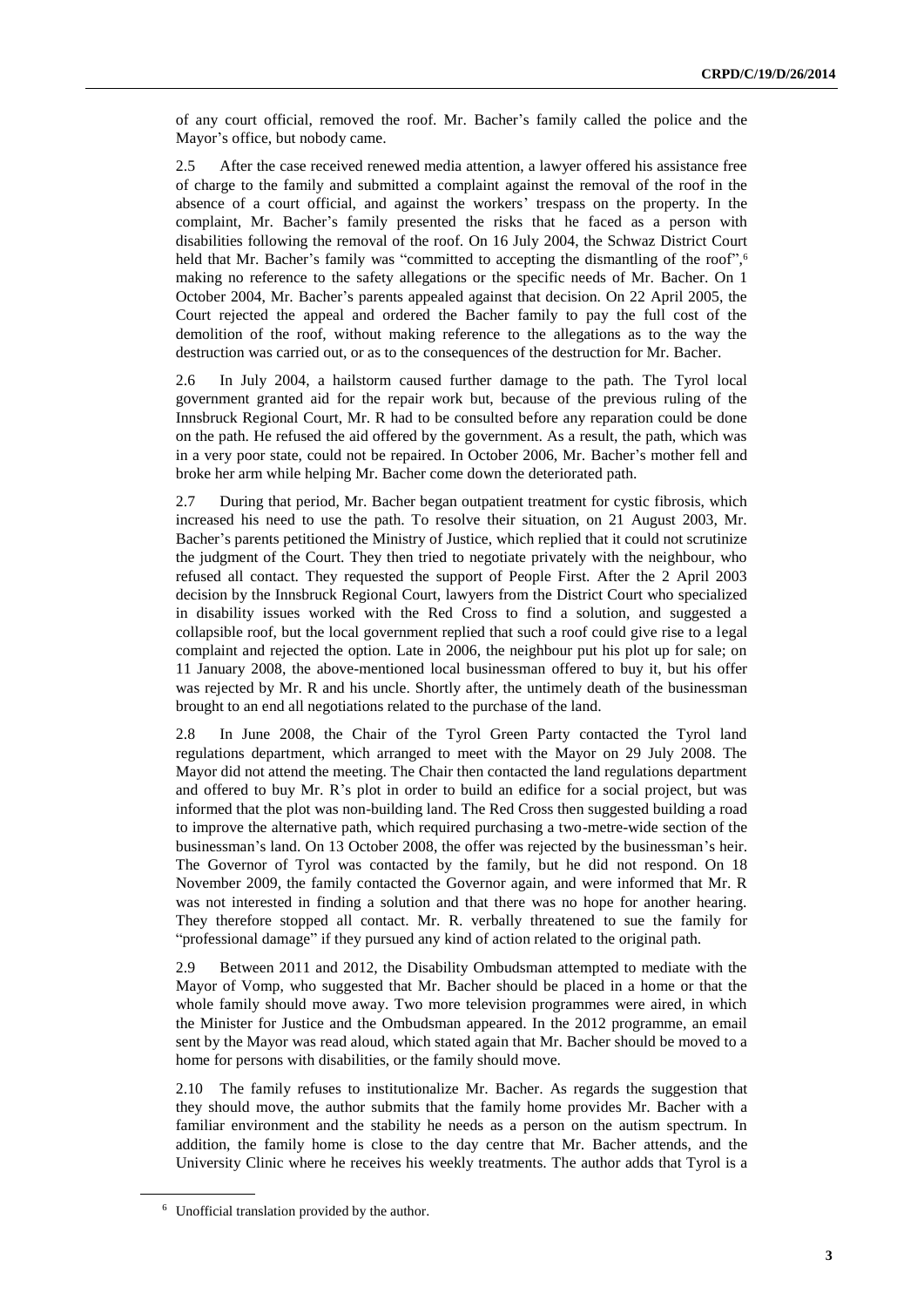of any court official, removed the roof. Mr. Bacher's family called the police and the Mayor's office, but nobody came.

2.5 After the case received renewed media attention, a lawyer offered his assistance free of charge to the family and submitted a complaint against the removal of the roof in the absence of a court official, and against the workers' trespass on the property. In the complaint, Mr. Bacher's family presented the risks that he faced as a person with disabilities following the removal of the roof. On 16 July 2004, the Schwaz District Court held that Mr. Bacher's family was "committed to accepting the dismantling of the roof",[6] making no reference to the safety allegations or the specific needs of Mr. Bacher. On 1 October 2004, Mr. Bacher's parents appealed against that decision. On 22 April 2005, the Court rejected the appeal and ordered the Bacher family to pay the full cost of the demolition of the roof, without making reference to the allegations as to the way the destruction was carried out, or as to the consequences of the destruction for Mr. Bacher.

2.6 In July 2004, a hailstorm caused further damage to the path. The Tyrol local government granted aid for the repair work but, because of the previous ruling of the Innsbruck Regional Court, Mr. R had to be consulted before any reparation could be done on the path. He refused the aid offered by the government. As a result, the path, which was in a very poor state, could not be repaired. In October 2006, Mr. Bacher's mother fell and broke her arm while helping Mr. Bacher come down the deteriorated path.

2.7 During that period, Mr. Bacher began outpatient treatment for cystic fibrosis, which increased his need to use the path. To resolve their situation, on 21 August 2003, Mr. Bacher's parents petitioned the Ministry of Justice, which replied that it could not scrutinize the judgment of the Court. They then tried to negotiate privately with the neighbour, who refused all contact. They requested the support of People First. After the 2 April 2003 decision by the Innsbruck Regional Court, lawyers from the District Court who specialized in disability issues worked with the Red Cross to find a solution, and suggested a collapsible roof, but the local government replied that such a roof could give rise to a legal complaint and rejected the option. Late in 2006, the neighbour put his plot up for sale; on 11 January 2008, the above-mentioned local businessman offered to buy it, but his offer was rejected by Mr. R and his uncle. Shortly after, the untimely death of the businessman brought to an end all negotiations related to the purchase of the land.

2.8 In June 2008, the Chair of the Tyrol Green Party contacted the Tyrol land regulations department, which arranged to meet with the Mayor on 29 July 2008. The Mayor did not attend the meeting. The Chair then contacted the land regulations department and offered to buy Mr. R's plot in order to build an edifice for a social project, but was informed that the plot was non-building land. The Red Cross then suggested building a road to improve the alternative path, which required purchasing a two-metre-wide section of the businessman's land. On 13 October 2008, the offer was rejected by the businessman's heir. The Governor of Tyrol was contacted by the family, but he did not respond. On 18 November 2009, the family contacted the Governor again, and were informed that Mr. R was not interested in finding a solution and that there was no hope for another hearing. They therefore stopped all contact. Mr. R. verbally threatened to sue the family for "professional damage" if they pursued any kind of action related to the original path.

2.9 Between 2011 and 2012, the Disability Ombudsman attempted to mediate with the Mayor of Vomp, who suggested that Mr. Bacher should be placed in a home or that the whole family should move away. Two more television programmes were aired, in which the Minister for Justice and the Ombudsman appeared. In the 2012 programme, an email sent by the Mayor was read aloud, which stated again that Mr. Bacher should be moved to a home for persons with disabilities, or the family should move.

2.10 The family refuses to institutionalize Mr. Bacher. As regards the suggestion that they should move, the author submits that the family home provides Mr. Bacher with a familiar environment and the stability he needs as a person on the autism spectrum. In addition, the family home is close to the day centre that Mr. Bacher attends, and the University Clinic where he receives his weekly treatments. The author adds that Tyrol is a

[6] Unofficial translation provided by the author.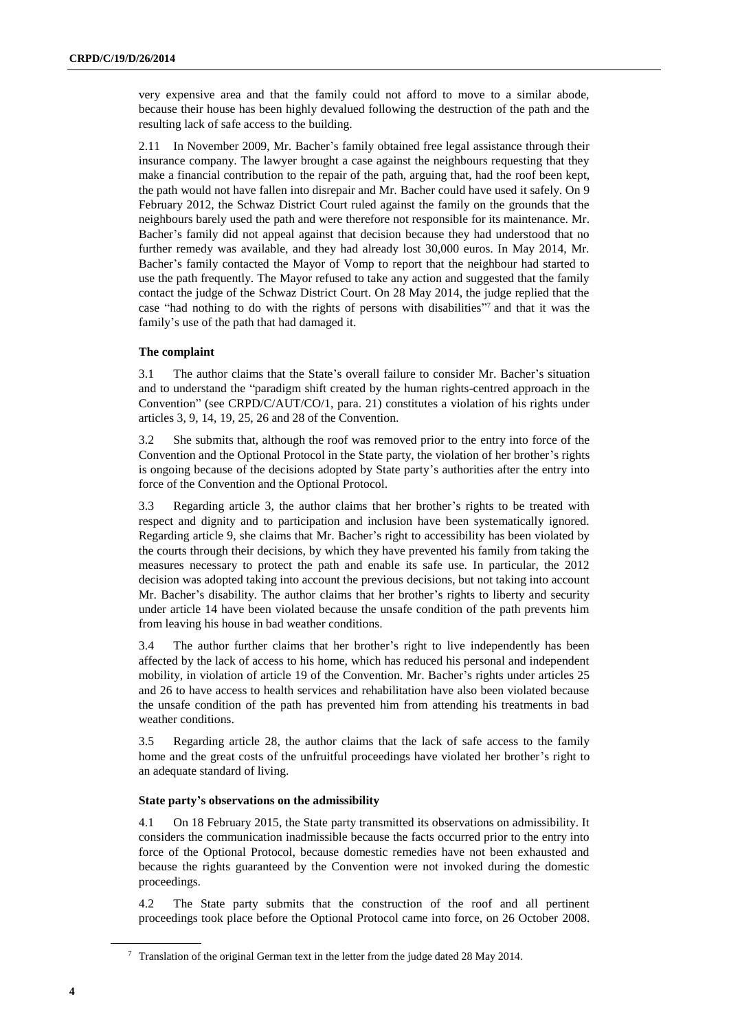very expensive area and that the family could not afford to move to a similar abode, because their house has been highly devalued following the destruction of the path and the resulting lack of safe access to the building.

2.11 In November 2009, Mr. Bacher's family obtained free legal assistance through their insurance company. The lawyer brought a case against the neighbours requesting that they make a financial contribution to the repair of the path, arguing that, had the roof been kept, the path would not have fallen into disrepair and Mr. Bacher could have used it safely. On 9 February 2012, the Schwaz District Court ruled against the family on the grounds that the neighbours barely used the path and were therefore not responsible for its maintenance. Mr. Bacher's family did not appeal against that decision because they had understood that no further remedy was available, and they had already lost 30,000 euros. In May 2014, Mr. Bacher's family contacted the Mayor of Vomp to report that the neighbour had started to use the path frequently. The Mayor refused to take any action and suggested that the family contact the judge of the Schwaz District Court. On 28 May 2014, the judge replied that the case "had nothing to do with the rights of persons with disabilities"[7] and that it was the family's use of the path that had damaged it.

### The complaint

3.1 The author claims that the State's overall failure to consider Mr. Bacher's situation and to understand the "paradigm shift created by the human rights-centred approach in the Convention" (see CRPD/C/AUT/CO/1, para. 21) constitutes a violation of his rights under articles 3, 9, 14, 19, 25, 26 and 28 of the Convention.

3.2 She submits that, although the roof was removed prior to the entry into force of the Convention and the Optional Protocol in the State party, the violation of her brother's rights is ongoing because of the decisions adopted by State party's authorities after the entry into force of the Convention and the Optional Protocol.

3.3 Regarding article 3, the author claims that her brother's rights to be treated with respect and dignity and to participation and inclusion have been systematically ignored. Regarding article 9, she claims that Mr. Bacher's right to accessibility has been violated by the courts through their decisions, by which they have prevented his family from taking the measures necessary to protect the path and enable its safe use. In particular, the 2012 decision was adopted taking into account the previous decisions, but not taking into account Mr. Bacher's disability. The author claims that her brother's rights to liberty and security under article 14 have been violated because the unsafe condition of the path prevents him from leaving his house in bad weather conditions.

3.4 The author further claims that her brother's right to live independently has been affected by the lack of access to his home, which has reduced his personal and independent mobility, in violation of article 19 of the Convention. Mr. Bacher's rights under articles 25 and 26 to have access to health services and rehabilitation have also been violated because the unsafe condition of the path has prevented him from attending his treatments in bad weather conditions.

3.5 Regarding article 28, the author claims that the lack of safe access to the family home and the great costs of the unfruitful proceedings have violated her brother's right to an adequate standard of living.

### State party's observations on the admissibility

4.1 On 18 February 2015, the State party transmitted its observations on admissibility. It considers the communication inadmissible because the facts occurred prior to the entry into force of the Optional Protocol, because domestic remedies have not been exhausted and because the rights guaranteed by the Convention were not invoked during the domestic proceedings.

4.2 The State party submits that the construction of the roof and all pertinent proceedings took place before the Optional Protocol came into force, on 26 October 2008.

---

[7] Translation of the original German text in the letter from the judge dated 28 May 2014.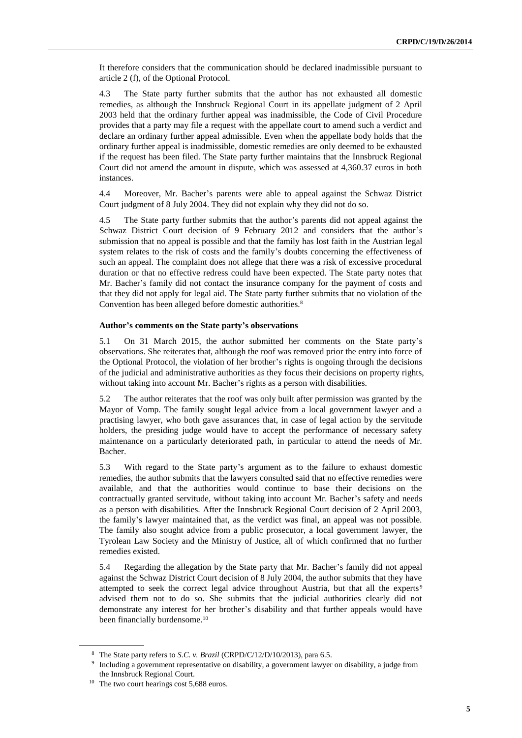It therefore considers that the communication should be declared inadmissible pursuant to article 2 (f), of the Optional Protocol.

4.3 The State party further submits that the author has not exhausted all domestic remedies, as although the Innsbruck Regional Court in its appellate judgment of 2 April 2003 held that the ordinary further appeal was inadmissible, the Code of Civil Procedure provides that a party may file a request with the appellate court to amend such a verdict and declare an ordinary further appeal admissible. Even when the appellate body holds that the ordinary further appeal is inadmissible, domestic remedies are only deemed to be exhausted if the request has been filed. The State party further maintains that the Innsbruck Regional Court did not amend the amount in dispute, which was assessed at 4,360.37 euros in both instances.

4.4 Moreover, Mr. Bacher's parents were able to appeal against the Schwaz District Court judgment of 8 July 2004. They did not explain why they did not do so.

4.5 The State party further submits that the author's parents did not appeal against the Schwaz District Court decision of 9 February 2012 and considers that the author's submission that no appeal is possible and that the family has lost faith in the Austrian legal system relates to the risk of costs and the family's doubts concerning the effectiveness of such an appeal. The complaint does not allege that there was a risk of excessive procedural duration or that no effective redress could have been expected. The State party notes that Mr. Bacher's family did not contact the insurance company for the payment of costs and that they did not apply for legal aid. The State party further submits that no violation of the Convention has been alleged before domestic authorities.[8]

### Author's comments on the State party's observations

5.1 On 31 March 2015, the author submitted her comments on the State party's observations. She reiterates that, although the roof was removed prior the entry into force of the Optional Protocol, the violation of her brother's rights is ongoing through the decisions of the judicial and administrative authorities as they focus their decisions on property rights, without taking into account Mr. Bacher's rights as a person with disabilities.

5.2 The author reiterates that the roof was only built after permission was granted by the Mayor of Vomp. The family sought legal advice from a local government lawyer and a practising lawyer, who both gave assurances that, in case of legal action by the servitude holders, the presiding judge would have to accept the performance of necessary safety maintenance on a particularly deteriorated path, in particular to attend the needs of Mr. Bacher.

5.3 With regard to the State party's argument as to the failure to exhaust domestic remedies, the author submits that the lawyers consulted said that no effective remedies were available, and that the authorities would continue to base their decisions on the contractually granted servitude, without taking into account Mr. Bacher's safety and needs as a person with disabilities. After the Innsbruck Regional Court decision of 2 April 2003, the family's lawyer maintained that, as the verdict was final, an appeal was not possible. The family also sought advice from a public prosecutor, a local government lawyer, the Tyrolean Law Society and the Ministry of Justice, all of which confirmed that no further remedies existed.

5.4 Regarding the allegation by the State party that Mr. Bacher's family did not appeal against the Schwaz District Court decision of 8 July 2004, the author submits that they have attempted to seek the correct legal advice throughout Austria, but that all the experts[9] advised them not to do so. She submits that the judicial authorities clearly did not demonstrate any interest for her brother's disability and that further appeals would have been financially burdensome.[10]

---

[8] The State party refers to *S.C. v. Brazil* (CRPD/C/12/D/10/2013), para 6.5.

[9] Including a government representative on disability, a government lawyer on disability, a judge from the Innsbruck Regional Court.

[10] The two court hearings cost 5,688 euros.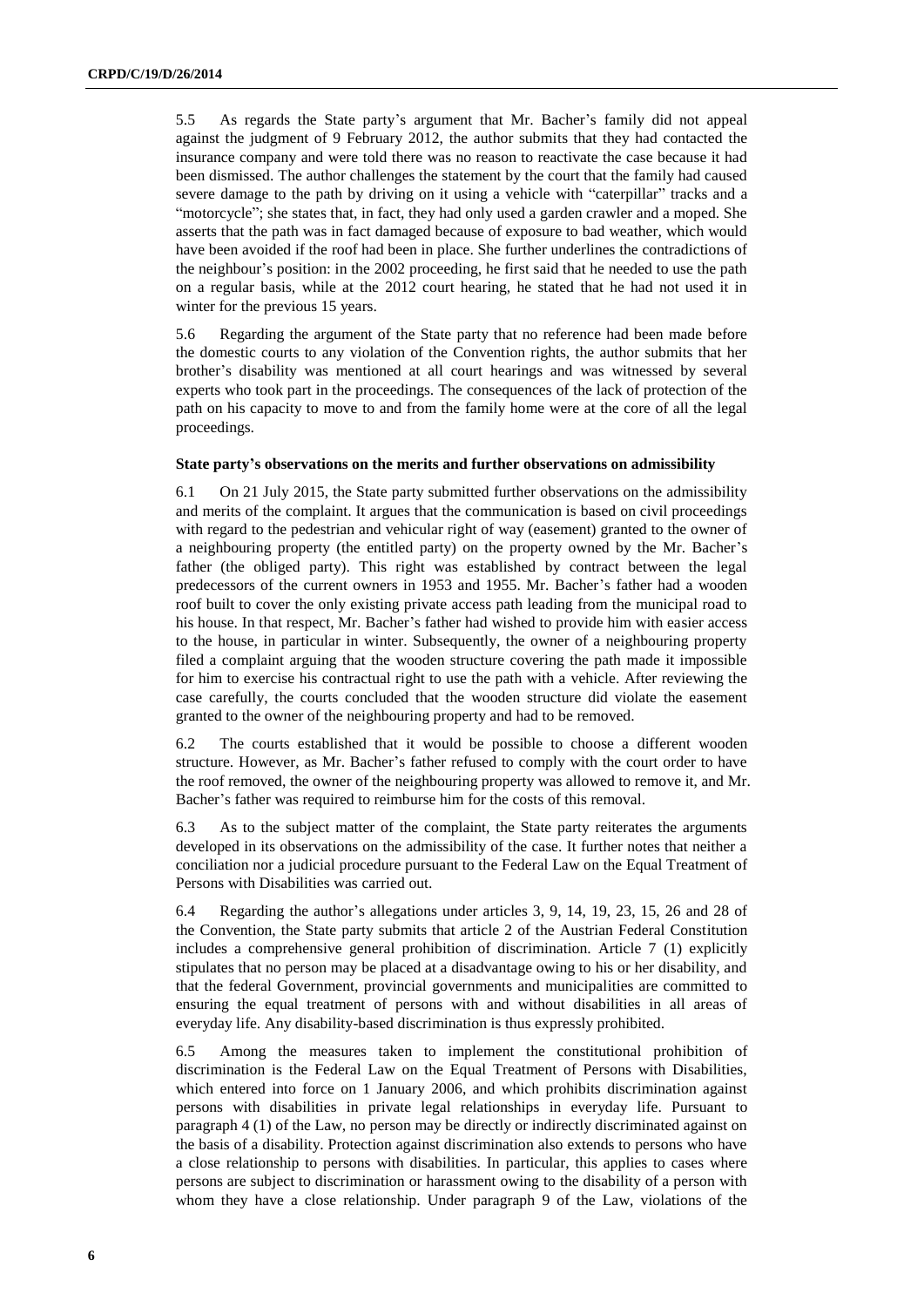5.5 As regards the State party's argument that Mr. Bacher's family did not appeal against the judgment of 9 February 2012, the author submits that they had contacted the insurance company and were told there was no reason to reactivate the case because it had been dismissed. The author challenges the statement by the court that the family had caused severe damage to the path by driving on it using a vehicle with "caterpillar" tracks and a "motorcycle"; she states that, in fact, they had only used a garden crawler and a moped. She asserts that the path was in fact damaged because of exposure to bad weather, which would have been avoided if the roof had been in place. She further underlines the contradictions of the neighbour's position: in the 2002 proceeding, he first said that he needed to use the path on a regular basis, while at the 2012 court hearing, he stated that he had not used it in winter for the previous 15 years.

5.6 Regarding the argument of the State party that no reference had been made before the domestic courts to any violation of the Convention rights, the author submits that her brother's disability was mentioned at all court hearings and was witnessed by several experts who took part in the proceedings. The consequences of the lack of protection of the path on his capacity to move to and from the family home were at the core of all the legal proceedings.

**State party's observations on the merits and further observations on admissibility**

6.1 On 21 July 2015, the State party submitted further observations on the admissibility and merits of the complaint. It argues that the communication is based on civil proceedings with regard to the pedestrian and vehicular right of way (easement) granted to the owner of a neighbouring property (the entitled party) on the property owned by the Mr. Bacher's father (the obliged party). This right was established by contract between the legal predecessors of the current owners in 1953 and 1955. Mr. Bacher's father had a wooden roof built to cover the only existing private access path leading from the municipal road to his house. In that respect, Mr. Bacher's father had wished to provide him with easier access to the house, in particular in winter. Subsequently, the owner of a neighbouring property filed a complaint arguing that the wooden structure covering the path made it impossible for him to exercise his contractual right to use the path with a vehicle. After reviewing the case carefully, the courts concluded that the wooden structure did violate the easement granted to the owner of the neighbouring property and had to be removed.

6.2 The courts established that it would be possible to choose a different wooden structure. However, as Mr. Bacher's father refused to comply with the court order to have the roof removed, the owner of the neighbouring property was allowed to remove it, and Mr. Bacher's father was required to reimburse him for the costs of this removal.

6.3 As to the subject matter of the complaint, the State party reiterates the arguments developed in its observations on the admissibility of the case. It further notes that neither a conciliation nor a judicial procedure pursuant to the Federal Law on the Equal Treatment of Persons with Disabilities was carried out.

6.4 Regarding the author's allegations under articles 3, 9, 14, 19, 23, 15, 26 and 28 of the Convention, the State party submits that article 2 of the Austrian Federal Constitution includes a comprehensive general prohibition of discrimination. Article 7 (1) explicitly stipulates that no person may be placed at a disadvantage owing to his or her disability, and that the federal Government, provincial governments and municipalities are committed to ensuring the equal treatment of persons with and without disabilities in all areas of everyday life. Any disability-based discrimination is thus expressly prohibited.

6.5 Among the measures taken to implement the constitutional prohibition of discrimination is the Federal Law on the Equal Treatment of Persons with Disabilities, which entered into force on 1 January 2006, and which prohibits discrimination against persons with disabilities in private legal relationships in everyday life. Pursuant to paragraph 4 (1) of the Law, no person may be directly or indirectly discriminated against on the basis of a disability. Protection against discrimination also extends to persons who have a close relationship to persons with disabilities. In particular, this applies to cases where persons are subject to discrimination or harassment owing to the disability of a person with whom they have a close relationship. Under paragraph 9 of the Law, violations of the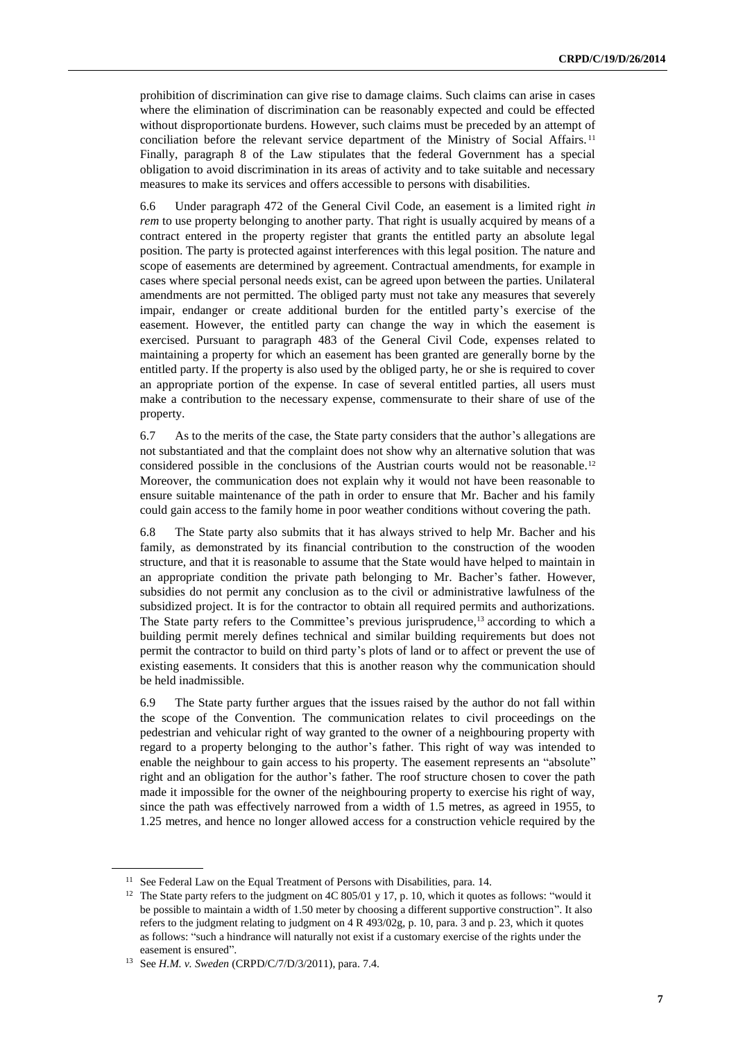prohibition of discrimination can give rise to damage claims. Such claims can arise in cases where the elimination of discrimination can be reasonably expected and could be effected without disproportionate burdens. However, such claims must be preceded by an attempt of conciliation before the relevant service department of the Ministry of Social Affairs.[11] Finally, paragraph 8 of the Law stipulates that the federal Government has a special obligation to avoid discrimination in its areas of activity and to take suitable and necessary measures to make its services and offers accessible to persons with disabilities.

6.6 Under paragraph 472 of the General Civil Code, an easement is a limited right *in rem* to use property belonging to another party. That right is usually acquired by means of a contract entered in the property register that grants the entitled party an absolute legal position. The party is protected against interferences with this legal position. The nature and scope of easements are determined by agreement. Contractual amendments, for example in cases where special personal needs exist, can be agreed upon between the parties. Unilateral amendments are not permitted. The obliged party must not take any measures that severely impair, endanger or create additional burden for the entitled party's exercise of the easement. However, the entitled party can change the way in which the easement is exercised. Pursuant to paragraph 483 of the General Civil Code, expenses related to maintaining a property for which an easement has been granted are generally borne by the entitled party. If the property is also used by the obliged party, he or she is required to cover an appropriate portion of the expense. In case of several entitled parties, all users must make a contribution to the necessary expense, commensurate to their share of use of the property.

6.7 As to the merits of the case, the State party considers that the author's allegations are not substantiated and that the complaint does not show why an alternative solution that was considered possible in the conclusions of the Austrian courts would not be reasonable.[12] Moreover, the communication does not explain why it would not have been reasonable to ensure suitable maintenance of the path in order to ensure that Mr. Bacher and his family could gain access to the family home in poor weather conditions without covering the path.

6.8 The State party also submits that it has always strived to help Mr. Bacher and his family, as demonstrated by its financial contribution to the construction of the wooden structure, and that it is reasonable to assume that the State would have helped to maintain in an appropriate condition the private path belonging to Mr. Bacher's father. However, subsidies do not permit any conclusion as to the civil or administrative lawfulness of the subsidized project. It is for the contractor to obtain all required permits and authorizations. The State party refers to the Committee's previous jurisprudence,[13] according to which a building permit merely defines technical and similar building requirements but does not permit the contractor to build on third party's plots of land or to affect or prevent the use of existing easements. It considers that this is another reason why the communication should be held inadmissible.

6.9 The State party further argues that the issues raised by the author do not fall within the scope of the Convention. The communication relates to civil proceedings on the pedestrian and vehicular right of way granted to the owner of a neighbouring property with regard to a property belonging to the author's father. This right of way was intended to enable the neighbour to gain access to his property. The easement represents an "absolute" right and an obligation for the author's father. The roof structure chosen to cover the path made it impossible for the owner of the neighbouring property to exercise his right of way, since the path was effectively narrowed from a width of 1.5 metres, as agreed in 1955, to 1.25 metres, and hence no longer allowed access for a construction vehicle required by the

---

[11] See Federal Law on the Equal Treatment of Persons with Disabilities, para. 14.

[12] The State party refers to the judgment on 4C 805/01 y 17, p. 10, which it quotes as follows: "would it be possible to maintain a width of 1.50 meter by choosing a different supportive construction". It also refers to the judgment relating to judgment on 4 R 493/02g, p. 10, para. 3 and p. 23, which it quotes as follows: "such a hindrance will naturally not exist if a customary exercise of the rights under the easement is ensured".

[13] See *H.M. v. Sweden* (CRPD/C/7/D/3/2011), para. 7.4.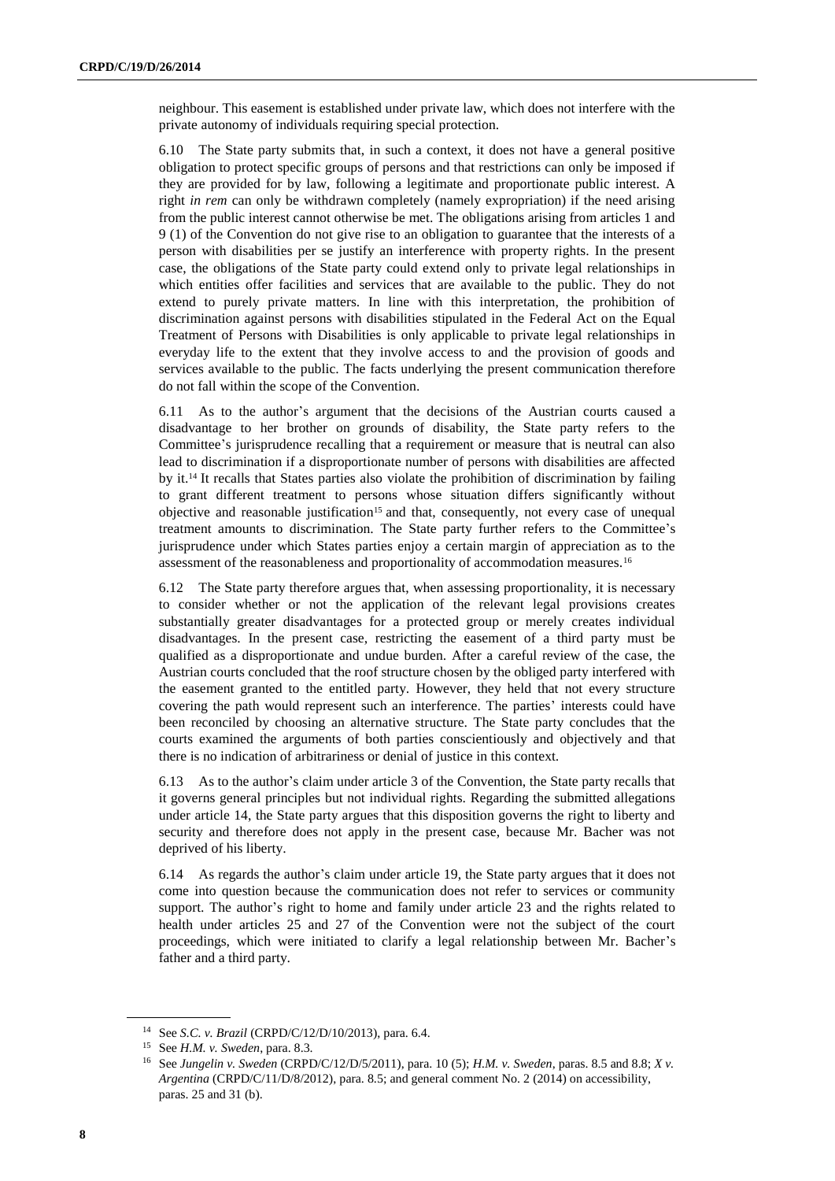neighbour. This easement is established under private law, which does not interfere with the private autonomy of individuals requiring special protection.

6.10 The State party submits that, in such a context, it does not have a general positive obligation to protect specific groups of persons and that restrictions can only be imposed if they are provided for by law, following a legitimate and proportionate public interest. A right *in rem* can only be withdrawn completely (namely expropriation) if the need arising from the public interest cannot otherwise be met. The obligations arising from articles 1 and 9 (1) of the Convention do not give rise to an obligation to guarantee that the interests of a person with disabilities per se justify an interference with property rights. In the present case, the obligations of the State party could extend only to private legal relationships in which entities offer facilities and services that are available to the public. They do not extend to purely private matters. In line with this interpretation, the prohibition of discrimination against persons with disabilities stipulated in the Federal Act on the Equal Treatment of Persons with Disabilities is only applicable to private legal relationships in everyday life to the extent that they involve access to and the provision of goods and services available to the public. The facts underlying the present communication therefore do not fall within the scope of the Convention.

6.11 As to the author's argument that the decisions of the Austrian courts caused a disadvantage to her brother on grounds of disability, the State party refers to the Committee's jurisprudence recalling that a requirement or measure that is neutral can also lead to discrimination if a disproportionate number of persons with disabilities are affected by it.[14] It recalls that States parties also violate the prohibition of discrimination by failing to grant different treatment to persons whose situation differs significantly without objective and reasonable justification[15] and that, consequently, not every case of unequal treatment amounts to discrimination. The State party further refers to the Committee's jurisprudence under which States parties enjoy a certain margin of appreciation as to the assessment of the reasonableness and proportionality of accommodation measures.[16]

6.12 The State party therefore argues that, when assessing proportionality, it is necessary to consider whether or not the application of the relevant legal provisions creates substantially greater disadvantages for a protected group or merely creates individual disadvantages. In the present case, restricting the easement of a third party must be qualified as a disproportionate and undue burden. After a careful review of the case, the Austrian courts concluded that the roof structure chosen by the obliged party interfered with the easement granted to the entitled party. However, they held that not every structure covering the path would represent such an interference. The parties' interests could have been reconciled by choosing an alternative structure. The State party concludes that the courts examined the arguments of both parties conscientiously and objectively and that there is no indication of arbitrariness or denial of justice in this context.

6.13 As to the author's claim under article 3 of the Convention, the State party recalls that it governs general principles but not individual rights. Regarding the submitted allegations under article 14, the State party argues that this disposition governs the right to liberty and security and therefore does not apply in the present case, because Mr. Bacher was not deprived of his liberty.

6.14 As regards the author's claim under article 19, the State party argues that it does not come into question because the communication does not refer to services or community support. The author's right to home and family under article 23 and the rights related to health under articles 25 and 27 of the Convention were not the subject of the court proceedings, which were initiated to clarify a legal relationship between Mr. Bacher's father and a third party.

---

[14] See *S.C. v. Brazil* (CRPD/C/12/D/10/2013), para. 6.4.

[15] See *H.M. v. Sweden*, para. 8.3.

[16] See *Jungelin v. Sweden* (CRPD/C/12/D/5/2011), para. 10 (5); *H.M. v. Sweden*, paras. 8.5 and 8.8; *X v. Argentina* (CRPD/C/11/D/8/2012), para. 8.5; and general comment No. 2 (2014) on accessibility, paras. 25 and 31 (b).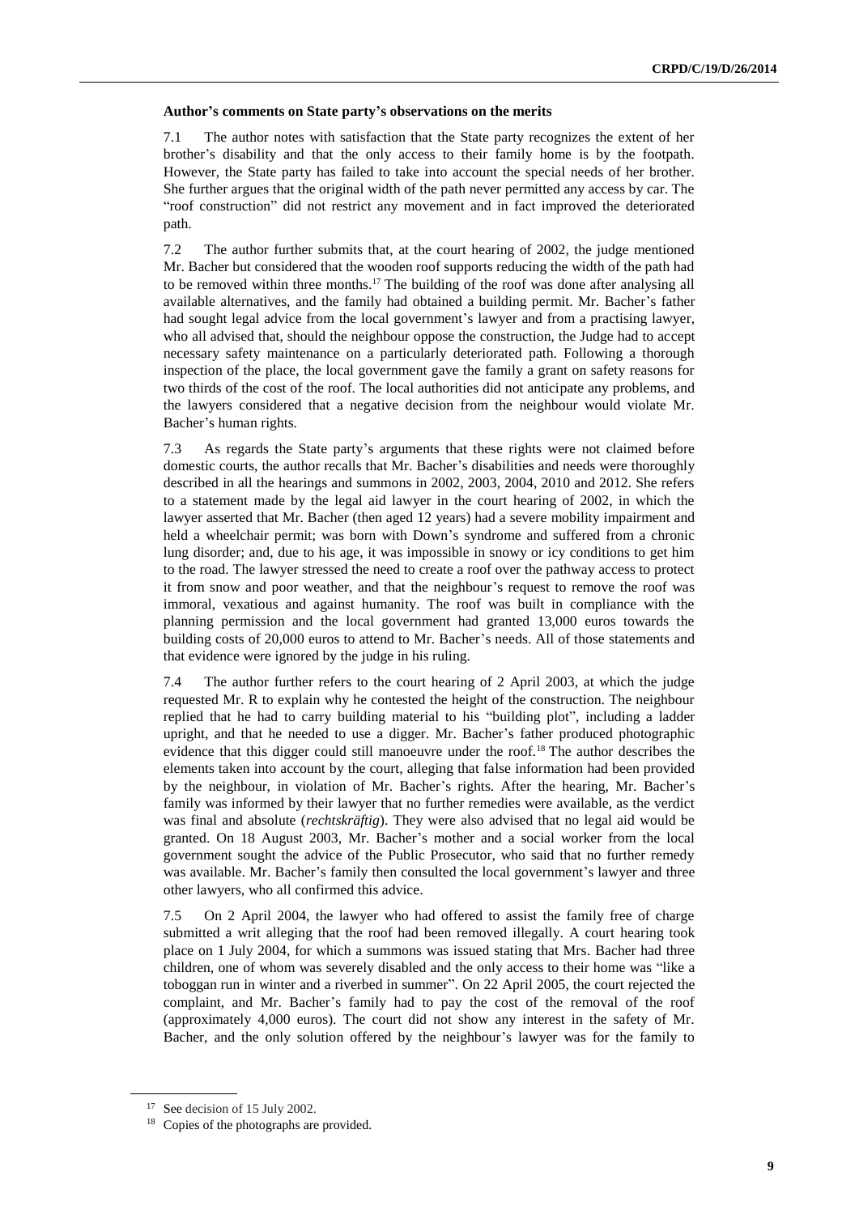**Author's comments on State party's observations on the merits**

7.1 The author notes with satisfaction that the State party recognizes the extent of her brother's disability and that the only access to their family home is by the footpath. However, the State party has failed to take into account the special needs of her brother. She further argues that the original width of the path never permitted any access by car. The "roof construction" did not restrict any movement and in fact improved the deteriorated path.

7.2 The author further submits that, at the court hearing of 2002, the judge mentioned Mr. Bacher but considered that the wooden roof supports reducing the width of the path had to be removed within three months.[17] The building of the roof was done after analysing all available alternatives, and the family had obtained a building permit. Mr. Bacher's father had sought legal advice from the local government's lawyer and from a practising lawyer, who all advised that, should the neighbour oppose the construction, the Judge had to accept necessary safety maintenance on a particularly deteriorated path. Following a thorough inspection of the place, the local government gave the family a grant on safety reasons for two thirds of the cost of the roof. The local authorities did not anticipate any problems, and the lawyers considered that a negative decision from the neighbour would violate Mr. Bacher's human rights.

7.3 As regards the State party's arguments that these rights were not claimed before domestic courts, the author recalls that Mr. Bacher's disabilities and needs were thoroughly described in all the hearings and summons in 2002, 2003, 2004, 2010 and 2012. She refers to a statement made by the legal aid lawyer in the court hearing of 2002, in which the lawyer asserted that Mr. Bacher (then aged 12 years) had a severe mobility impairment and held a wheelchair permit; was born with Down's syndrome and suffered from a chronic lung disorder; and, due to his age, it was impossible in snowy or icy conditions to get him to the road. The lawyer stressed the need to create a roof over the pathway access to protect it from snow and poor weather, and that the neighbour's request to remove the roof was immoral, vexatious and against humanity. The roof was built in compliance with the planning permission and the local government had granted 13,000 euros towards the building costs of 20,000 euros to attend to Mr. Bacher's needs. All of those statements and that evidence were ignored by the judge in his ruling.

7.4 The author further refers to the court hearing of 2 April 2003, at which the judge requested Mr. R to explain why he contested the height of the construction. The neighbour replied that he had to carry building material to his "building plot", including a ladder upright, and that he needed to use a digger. Mr. Bacher's father produced photographic evidence that this digger could still manoeuvre under the roof.[18] The author describes the elements taken into account by the court, alleging that false information had been provided by the neighbour, in violation of Mr. Bacher's rights. After the hearing, Mr. Bacher's family was informed by their lawyer that no further remedies were available, as the verdict was final and absolute (*rechtskräftig*). They were also advised that no legal aid would be granted. On 18 August 2003, Mr. Bacher's mother and a social worker from the local government sought the advice of the Public Prosecutor, who said that no further remedy was available. Mr. Bacher's family then consulted the local government's lawyer and three other lawyers, who all confirmed this advice.

7.5 On 2 April 2004, the lawyer who had offered to assist the family free of charge submitted a writ alleging that the roof had been removed illegally. A court hearing took place on 1 July 2004, for which a summons was issued stating that Mrs. Bacher had three children, one of whom was severely disabled and the only access to their home was "like a toboggan run in winter and a riverbed in summer". On 22 April 2005, the court rejected the complaint, and Mr. Bacher's family had to pay the cost of the removal of the roof (approximately 4,000 euros). The court did not show any interest in the safety of Mr. Bacher, and the only solution offered by the neighbour's lawyer was for the family to

---

[17] See decision of 15 July 2002.

[18] Copies of the photographs are provided.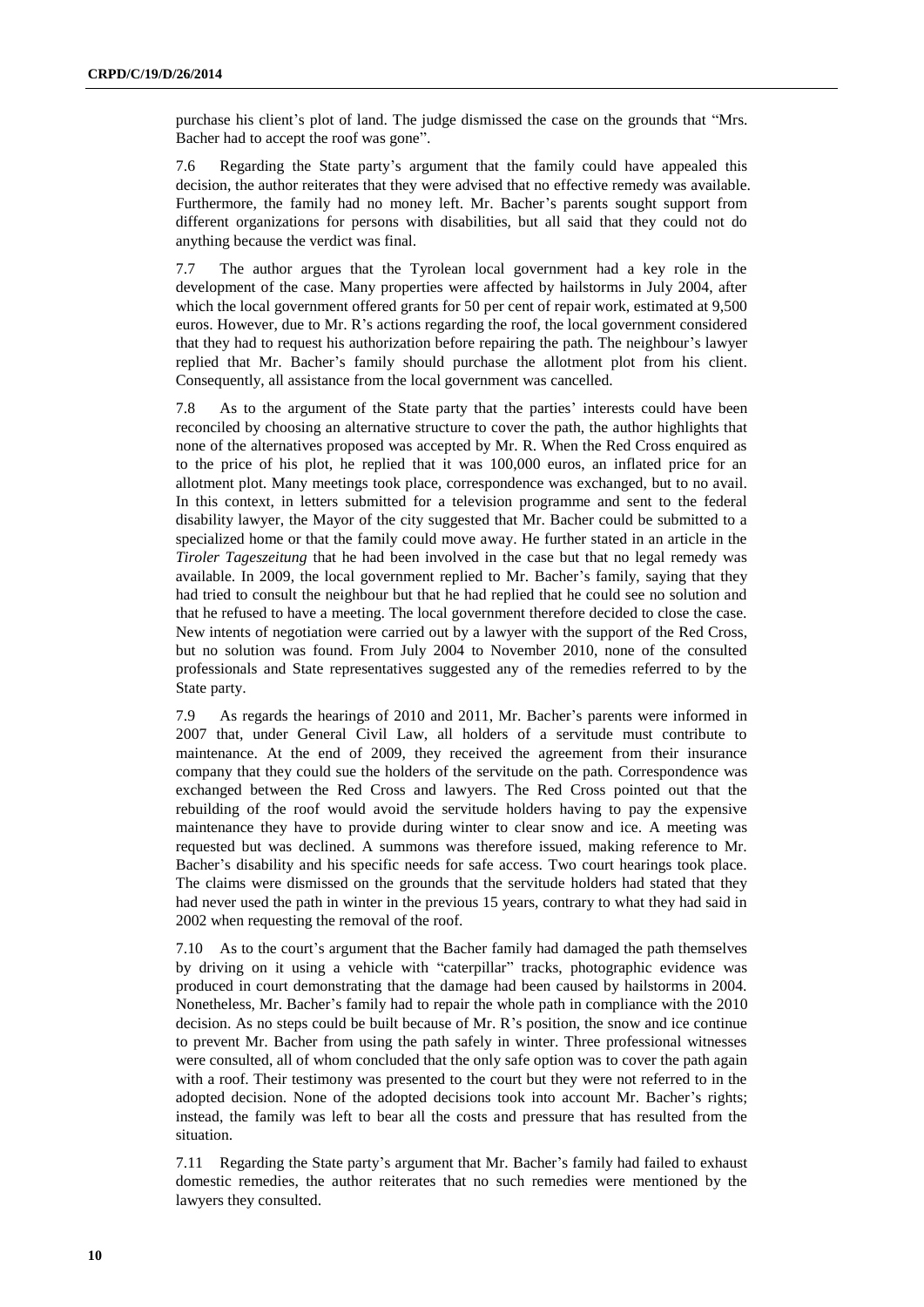purchase his client's plot of land. The judge dismissed the case on the grounds that "Mrs. Bacher had to accept the roof was gone".

7.6 Regarding the State party's argument that the family could have appealed this decision, the author reiterates that they were advised that no effective remedy was available. Furthermore, the family had no money left. Mr. Bacher's parents sought support from different organizations for persons with disabilities, but all said that they could not do anything because the verdict was final.

7.7 The author argues that the Tyrolean local government had a key role in the development of the case. Many properties were affected by hailstorms in July 2004, after which the local government offered grants for 50 per cent of repair work, estimated at 9,500 euros. However, due to Mr. R's actions regarding the roof, the local government considered that they had to request his authorization before repairing the path. The neighbour's lawyer replied that Mr. Bacher's family should purchase the allotment plot from his client. Consequently, all assistance from the local government was cancelled.

7.8 As to the argument of the State party that the parties' interests could have been reconciled by choosing an alternative structure to cover the path, the author highlights that none of the alternatives proposed was accepted by Mr. R. When the Red Cross enquired as to the price of his plot, he replied that it was 100,000 euros, an inflated price for an allotment plot. Many meetings took place, correspondence was exchanged, but to no avail. In this context, in letters submitted for a television programme and sent to the federal disability lawyer, the Mayor of the city suggested that Mr. Bacher could be submitted to a specialized home or that the family could move away. He further stated in an article in the *Tiroler Tageszeitung* that he had been involved in the case but that no legal remedy was available. In 2009, the local government replied to Mr. Bacher's family, saying that they had tried to consult the neighbour but that he had replied that he could see no solution and that he refused to have a meeting. The local government therefore decided to close the case. New intents of negotiation were carried out by a lawyer with the support of the Red Cross, but no solution was found. From July 2004 to November 2010, none of the consulted professionals and State representatives suggested any of the remedies referred to by the State party.

7.9 As regards the hearings of 2010 and 2011, Mr. Bacher's parents were informed in 2007 that, under General Civil Law, all holders of a servitude must contribute to maintenance. At the end of 2009, they received the agreement from their insurance company that they could sue the holders of the servitude on the path. Correspondence was exchanged between the Red Cross and lawyers. The Red Cross pointed out that the rebuilding of the roof would avoid the servitude holders having to pay the expensive maintenance they have to provide during winter to clear snow and ice. A meeting was requested but was declined. A summons was therefore issued, making reference to Mr. Bacher's disability and his specific needs for safe access. Two court hearings took place. The claims were dismissed on the grounds that the servitude holders had stated that they had never used the path in winter in the previous 15 years, contrary to what they had said in 2002 when requesting the removal of the roof.

7.10 As to the court's argument that the Bacher family had damaged the path themselves by driving on it using a vehicle with "caterpillar" tracks, photographic evidence was produced in court demonstrating that the damage had been caused by hailstorms in 2004. Nonetheless, Mr. Bacher's family had to repair the whole path in compliance with the 2010 decision. As no steps could be built because of Mr. R's position, the snow and ice continue to prevent Mr. Bacher from using the path safely in winter. Three professional witnesses were consulted, all of whom concluded that the only safe option was to cover the path again with a roof. Their testimony was presented to the court but they were not referred to in the adopted decision. None of the adopted decisions took into account Mr. Bacher's rights; instead, the family was left to bear all the costs and pressure that has resulted from the situation.

7.11 Regarding the State party's argument that Mr. Bacher's family had failed to exhaust domestic remedies, the author reiterates that no such remedies were mentioned by the lawyers they consulted.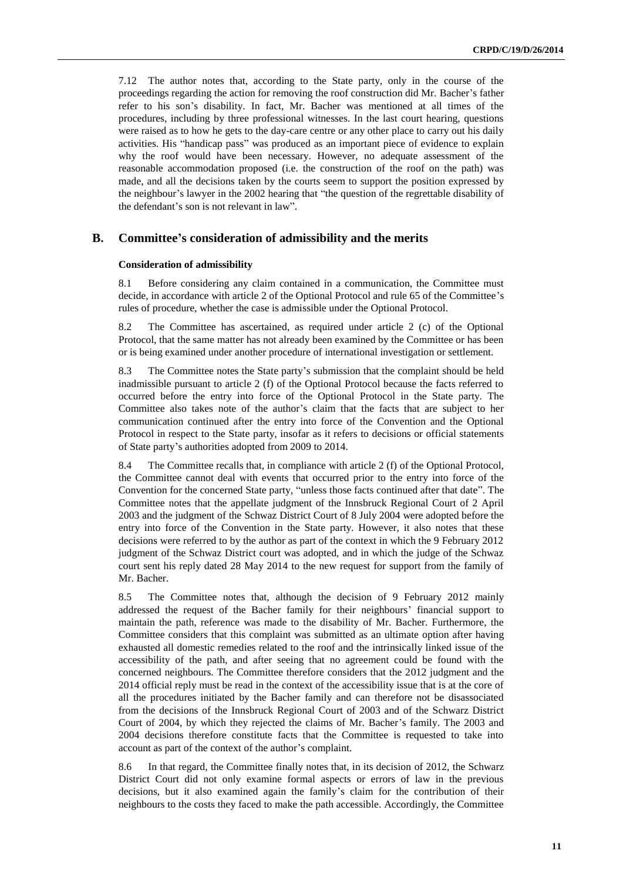7.12 The author notes that, according to the State party, only in the course of the proceedings regarding the action for removing the roof construction did Mr. Bacher's father refer to his son's disability. In fact, Mr. Bacher was mentioned at all times of the procedures, including by three professional witnesses. In the last court hearing, questions were raised as to how he gets to the day-care centre or any other place to carry out his daily activities. His "handicap pass" was produced as an important piece of evidence to explain why the roof would have been necessary. However, no adequate assessment of the reasonable accommodation proposed (i.e. the construction of the roof on the path) was made, and all the decisions taken by the courts seem to support the position expressed by the neighbour's lawyer in the 2002 hearing that "the question of the regrettable disability of the defendant's son is not relevant in law".

## B. Committee's consideration of admissibility and the merits

### Consideration of admissibility

8.1 Before considering any claim contained in a communication, the Committee must decide, in accordance with article 2 of the Optional Protocol and rule 65 of the Committee's rules of procedure, whether the case is admissible under the Optional Protocol.

8.2 The Committee has ascertained, as required under article 2 (c) of the Optional Protocol, that the same matter has not already been examined by the Committee or has been or is being examined under another procedure of international investigation or settlement.

8.3 The Committee notes the State party's submission that the complaint should be held inadmissible pursuant to article 2 (f) of the Optional Protocol because the facts referred to occurred before the entry into force of the Optional Protocol in the State party. The Committee also takes note of the author's claim that the facts that are subject to her communication continued after the entry into force of the Convention and the Optional Protocol in respect to the State party, insofar as it refers to decisions or official statements of State party's authorities adopted from 2009 to 2014.

8.4 The Committee recalls that, in compliance with article 2 (f) of the Optional Protocol, the Committee cannot deal with events that occurred prior to the entry into force of the Convention for the concerned State party, "unless those facts continued after that date". The Committee notes that the appellate judgment of the Innsbruck Regional Court of 2 April 2003 and the judgment of the Schwaz District Court of 8 July 2004 were adopted before the entry into force of the Convention in the State party. However, it also notes that these decisions were referred to by the author as part of the context in which the 9 February 2012 judgment of the Schwaz District court was adopted, and in which the judge of the Schwaz court sent his reply dated 28 May 2014 to the new request for support from the family of Mr. Bacher.

8.5 The Committee notes that, although the decision of 9 February 2012 mainly addressed the request of the Bacher family for their neighbours' financial support to maintain the path, reference was made to the disability of Mr. Bacher. Furthermore, the Committee considers that this complaint was submitted as an ultimate option after having exhausted all domestic remedies related to the roof and the intrinsically linked issue of the accessibility of the path, and after seeing that no agreement could be found with the concerned neighbours. The Committee therefore considers that the 2012 judgment and the 2014 official reply must be read in the context of the accessibility issue that is at the core of all the procedures initiated by the Bacher family and can therefore not be disassociated from the decisions of the Innsbruck Regional Court of 2003 and of the Schwarz District Court of 2004, by which they rejected the claims of Mr. Bacher's family. The 2003 and 2004 decisions therefore constitute facts that the Committee is requested to take into account as part of the context of the author's complaint.

8.6 In that regard, the Committee finally notes that, in its decision of 2012, the Schwarz District Court did not only examine formal aspects or errors of law in the previous decisions, but it also examined again the family's claim for the contribution of their neighbours to the costs they faced to make the path accessible. Accordingly, the Committee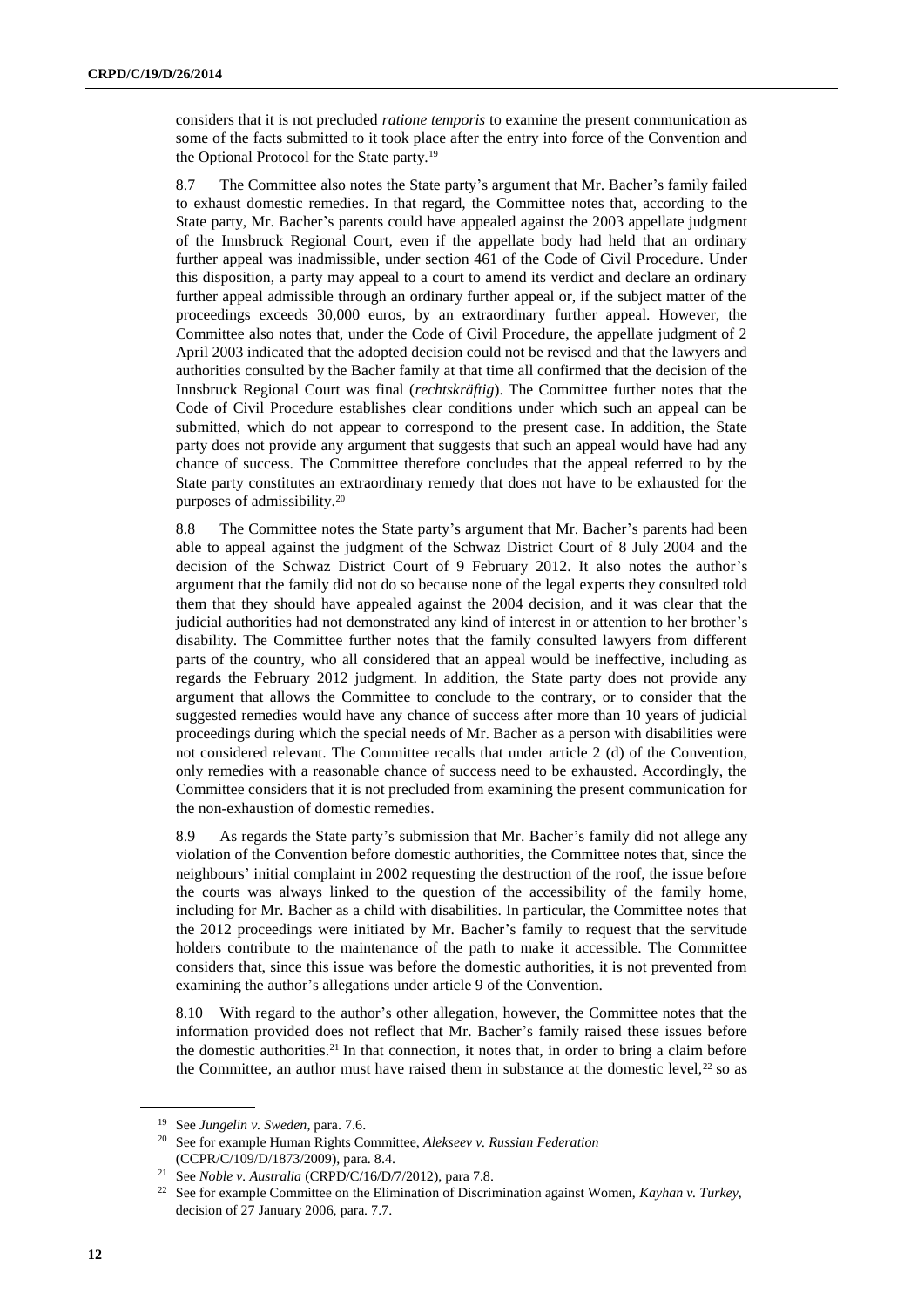considers that it is not precluded *ratione temporis* to examine the present communication as some of the facts submitted to it took place after the entry into force of the Convention and the Optional Protocol for the State party.[19]

8.7 The Committee also notes the State party's argument that Mr. Bacher's family failed to exhaust domestic remedies. In that regard, the Committee notes that, according to the State party, Mr. Bacher's parents could have appealed against the 2003 appellate judgment of the Innsbruck Regional Court, even if the appellate body had held that an ordinary further appeal was inadmissible, under section 461 of the Code of Civil Procedure. Under this disposition, a party may appeal to a court to amend its verdict and declare an ordinary further appeal admissible through an ordinary further appeal or, if the subject matter of the proceedings exceeds 30,000 euros, by an extraordinary further appeal. However, the Committee also notes that, under the Code of Civil Procedure, the appellate judgment of 2 April 2003 indicated that the adopted decision could not be revised and that the lawyers and authorities consulted by the Bacher family at that time all confirmed that the decision of the Innsbruck Regional Court was final (*rechtskräftig*). The Committee further notes that the Code of Civil Procedure establishes clear conditions under which such an appeal can be submitted, which do not appear to correspond to the present case. In addition, the State party does not provide any argument that suggests that such an appeal would have had any chance of success. The Committee therefore concludes that the appeal referred to by the State party constitutes an extraordinary remedy that does not have to be exhausted for the purposes of admissibility.[20]

8.8 The Committee notes the State party's argument that Mr. Bacher's parents had been able to appeal against the judgment of the Schwaz District Court of 8 July 2004 and the decision of the Schwaz District Court of 9 February 2012. It also notes the author's argument that the family did not do so because none of the legal experts they consulted told them that they should have appealed against the 2004 decision, and it was clear that the judicial authorities had not demonstrated any kind of interest in or attention to her brother's disability. The Committee further notes that the family consulted lawyers from different parts of the country, who all considered that an appeal would be ineffective, including as regards the February 2012 judgment. In addition, the State party does not provide any argument that allows the Committee to conclude to the contrary, or to consider that the suggested remedies would have any chance of success after more than 10 years of judicial proceedings during which the special needs of Mr. Bacher as a person with disabilities were not considered relevant. The Committee recalls that under article 2 (d) of the Convention, only remedies with a reasonable chance of success need to be exhausted. Accordingly, the Committee considers that it is not precluded from examining the present communication for the non-exhaustion of domestic remedies.

8.9 As regards the State party's submission that Mr. Bacher's family did not allege any violation of the Convention before domestic authorities, the Committee notes that, since the neighbours' initial complaint in 2002 requesting the destruction of the roof, the issue before the courts was always linked to the question of the accessibility of the family home, including for Mr. Bacher as a child with disabilities. In particular, the Committee notes that the 2012 proceedings were initiated by Mr. Bacher's family to request that the servitude holders contribute to the maintenance of the path to make it accessible. The Committee considers that, since this issue was before the domestic authorities, it is not prevented from examining the author's allegations under article 9 of the Convention.

8.10 With regard to the author's other allegation, however, the Committee notes that the information provided does not reflect that Mr. Bacher's family raised these issues before the domestic authorities.[21] In that connection, it notes that, in order to bring a claim before the Committee, an author must have raised them in substance at the domestic level,[22] so as

---

[19] See *Jungelin v. Sweden*, para. 7.6.

[20] See for example Human Rights Committee, *Alekseev v. Russian Federation* (CCPR/C/109/D/1873/2009), para. 8.4.

[21] See *Noble v. Australia* (CRPD/C/16/D/7/2012), para 7.8.

[22] See for example Committee on the Elimination of Discrimination against Women, *Kayhan v. Turkey*, decision of 27 January 2006, para. 7.7.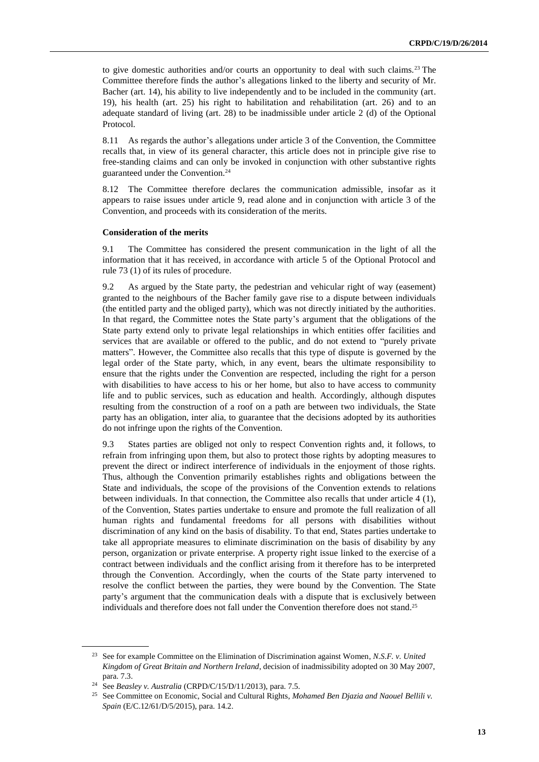to give domestic authorities and/or courts an opportunity to deal with such claims.[23] The Committee therefore finds the author's allegations linked to the liberty and security of Mr. Bacher (art. 14), his ability to live independently and to be included in the community (art. 19), his health (art. 25) his right to habilitation and rehabilitation (art. 26) and to an adequate standard of living (art. 28) to be inadmissible under article 2 (d) of the Optional Protocol.

8.11 As regards the author's allegations under article 3 of the Convention, the Committee recalls that, in view of its general character, this article does not in principle give rise to free-standing claims and can only be invoked in conjunction with other substantive rights guaranteed under the Convention.[24]

8.12 The Committee therefore declares the communication admissible, insofar as it appears to raise issues under article 9, read alone and in conjunction with article 3 of the Convention, and proceeds with its consideration of the merits.

### Consideration of the merits

9.1 The Committee has considered the present communication in the light of all the information that it has received, in accordance with article 5 of the Optional Protocol and rule 73 (1) of its rules of procedure.

9.2 As argued by the State party, the pedestrian and vehicular right of way (easement) granted to the neighbours of the Bacher family gave rise to a dispute between individuals (the entitled party and the obliged party), which was not directly initiated by the authorities. In that regard, the Committee notes the State party's argument that the obligations of the State party extend only to private legal relationships in which entities offer facilities and services that are available or offered to the public, and do not extend to "purely private matters". However, the Committee also recalls that this type of dispute is governed by the legal order of the State party, which, in any event, bears the ultimate responsibility to ensure that the rights under the Convention are respected, including the right for a person with disabilities to have access to his or her home, but also to have access to community life and to public services, such as education and health. Accordingly, although disputes resulting from the construction of a roof on a path are between two individuals, the State party has an obligation, inter alia, to guarantee that the decisions adopted by its authorities do not infringe upon the rights of the Convention.

9.3 States parties are obliged not only to respect Convention rights and, it follows, to refrain from infringing upon them, but also to protect those rights by adopting measures to prevent the direct or indirect interference of individuals in the enjoyment of those rights. Thus, although the Convention primarily establishes rights and obligations between the State and individuals, the scope of the provisions of the Convention extends to relations between individuals. In that connection, the Committee also recalls that under article 4 (1), of the Convention, States parties undertake to ensure and promote the full realization of all human rights and fundamental freedoms for all persons with disabilities without discrimination of any kind on the basis of disability. To that end, States parties undertake to take all appropriate measures to eliminate discrimination on the basis of disability by any person, organization or private enterprise. A property right issue linked to the exercise of a contract between individuals and the conflict arising from it therefore has to be interpreted through the Convention. Accordingly, when the courts of the State party intervened to resolve the conflict between the parties, they were bound by the Convention. The State party's argument that the communication deals with a dispute that is exclusively between individuals and therefore does not fall under the Convention therefore does not stand.[25]

---

[23] See for example Committee on the Elimination of Discrimination against Women, *N.S.F. v. United Kingdom of Great Britain and Northern Ireland*, decision of inadmissibility adopted on 30 May 2007, para. 7.3.

[24] See *Beasley v. Australia* (CRPD/C/15/D/11/2013), para. 7.5.

[25] See Committee on Economic, Social and Cultural Rights, *Mohamed Ben Djazia and Naouel Bellili v. Spain* (E/C.12/61/D/5/2015), para. 14.2.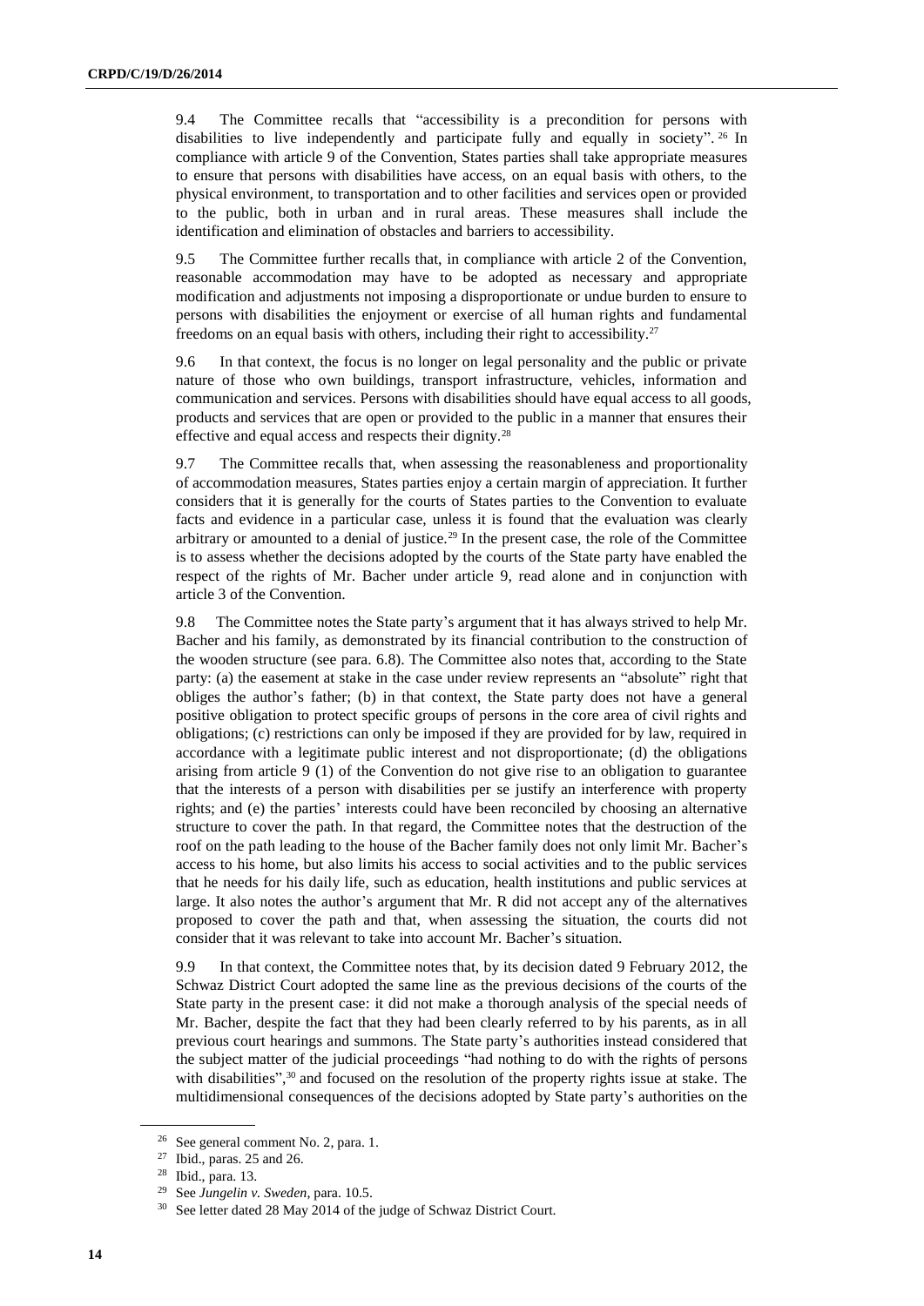9.4 The Committee recalls that "accessibility is a precondition for persons with disabilities to live independently and participate fully and equally in society".[26] In compliance with article 9 of the Convention, States parties shall take appropriate measures to ensure that persons with disabilities have access, on an equal basis with others, to the physical environment, to transportation and to other facilities and services open or provided to the public, both in urban and in rural areas. These measures shall include the identification and elimination of obstacles and barriers to accessibility.

9.5 The Committee further recalls that, in compliance with article 2 of the Convention, reasonable accommodation may have to be adopted as necessary and appropriate modification and adjustments not imposing a disproportionate or undue burden to ensure to persons with disabilities the enjoyment or exercise of all human rights and fundamental freedoms on an equal basis with others, including their right to accessibility.[27]

9.6 In that context, the focus is no longer on legal personality and the public or private nature of those who own buildings, transport infrastructure, vehicles, information and communication and services. Persons with disabilities should have equal access to all goods, products and services that are open or provided to the public in a manner that ensures their effective and equal access and respects their dignity.[28]

9.7 The Committee recalls that, when assessing the reasonableness and proportionality of accommodation measures, States parties enjoy a certain margin of appreciation. It further considers that it is generally for the courts of States parties to the Convention to evaluate facts and evidence in a particular case, unless it is found that the evaluation was clearly arbitrary or amounted to a denial of justice.[29] In the present case, the role of the Committee is to assess whether the decisions adopted by the courts of the State party have enabled the respect of the rights of Mr. Bacher under article 9, read alone and in conjunction with article 3 of the Convention.

9.8 The Committee notes the State party's argument that it has always strived to help Mr. Bacher and his family, as demonstrated by its financial contribution to the construction of the wooden structure (see para. 6.8). The Committee also notes that, according to the State party: (a) the easement at stake in the case under review represents an "absolute" right that obliges the author's father; (b) in that context, the State party does not have a general positive obligation to protect specific groups of persons in the core area of civil rights and obligations; (c) restrictions can only be imposed if they are provided for by law, required in accordance with a legitimate public interest and not disproportionate; (d) the obligations arising from article 9 (1) of the Convention do not give rise to an obligation to guarantee that the interests of a person with disabilities per se justify an interference with property rights; and (e) the parties' interests could have been reconciled by choosing an alternative structure to cover the path. In that regard, the Committee notes that the destruction of the roof on the path leading to the house of the Bacher family does not only limit Mr. Bacher's access to his home, but also limits his access to social activities and to the public services that he needs for his daily life, such as education, health institutions and public services at large. It also notes the author's argument that Mr. R did not accept any of the alternatives proposed to cover the path and that, when assessing the situation, the courts did not consider that it was relevant to take into account Mr. Bacher's situation.

9.9 In that context, the Committee notes that, by its decision dated 9 February 2012, the Schwaz District Court adopted the same line as the previous decisions of the courts of the State party in the present case: it did not make a thorough analysis of the special needs of Mr. Bacher, despite the fact that they had been clearly referred to by his parents, as in all previous court hearings and summons. The State party's authorities instead considered that the subject matter of the judicial proceedings "had nothing to do with the rights of persons with disabilities",[30] and focused on the resolution of the property rights issue at stake. The multidimensional consequences of the decisions adopted by State party's authorities on the

[26] See general comment No. 2, para. 1.

[27] Ibid., paras. 25 and 26.

[28] Ibid., para. 13.

[29] See *Jungelin v. Sweden*, para. 10.5.

[30] See letter dated 28 May 2014 of the judge of Schwaz District Court.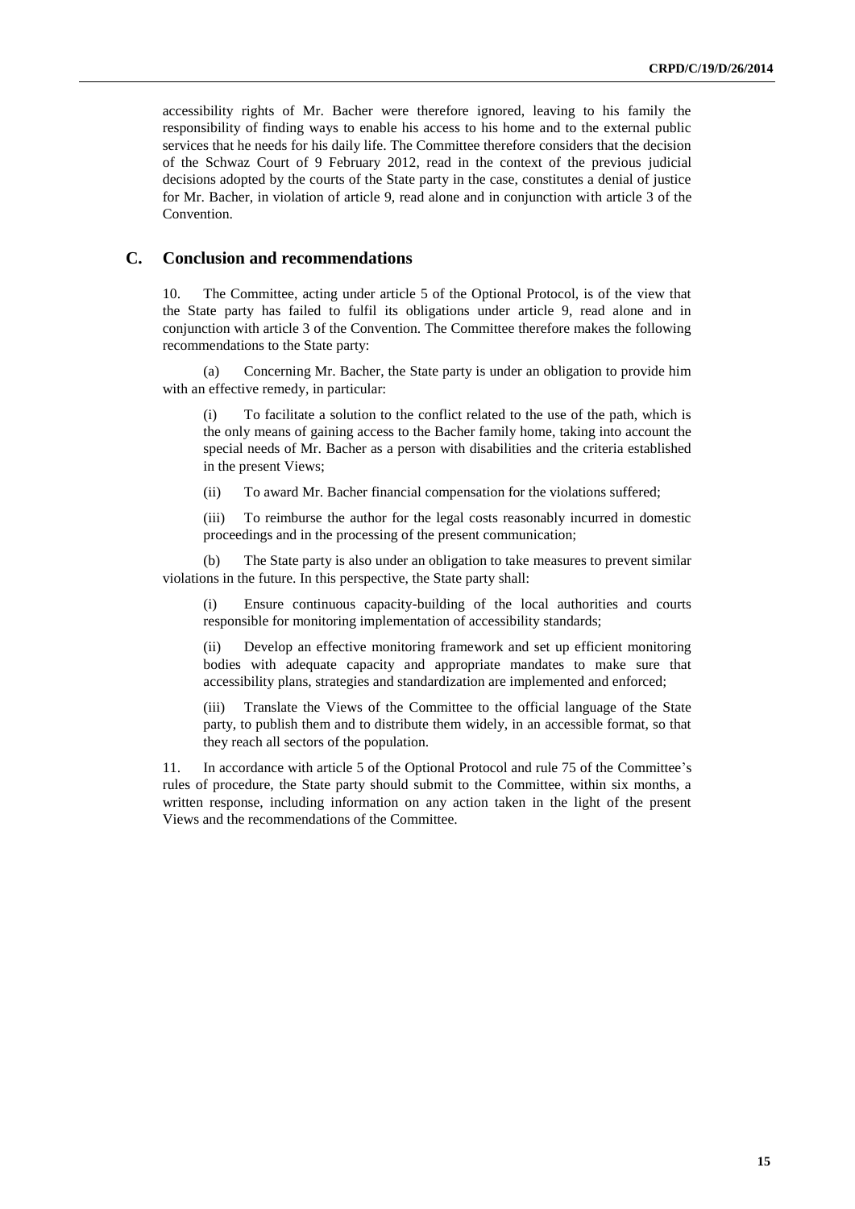accessibility rights of Mr. Bacher were therefore ignored, leaving to his family the responsibility of finding ways to enable his access to his home and to the external public services that he needs for his daily life. The Committee therefore considers that the decision of the Schwaz Court of 9 February 2012, read in the context of the previous judicial decisions adopted by the courts of the State party in the case, constitutes a denial of justice for Mr. Bacher, in violation of article 9, read alone and in conjunction with article 3 of the Convention.

## C. Conclusion and recommendations

10. The Committee, acting under article 5 of the Optional Protocol, is of the view that the State party has failed to fulfil its obligations under article 9, read alone and in conjunction with article 3 of the Convention. The Committee therefore makes the following recommendations to the State party:

(a) Concerning Mr. Bacher, the State party is under an obligation to provide him with an effective remedy, in particular:

(i) To facilitate a solution to the conflict related to the use of the path, which is the only means of gaining access to the Bacher family home, taking into account the special needs of Mr. Bacher as a person with disabilities and the criteria established in the present Views;

(ii) To award Mr. Bacher financial compensation for the violations suffered;

(iii) To reimburse the author for the legal costs reasonably incurred in domestic proceedings and in the processing of the present communication;

(b) The State party is also under an obligation to take measures to prevent similar violations in the future. In this perspective, the State party shall:

(i) Ensure continuous capacity-building of the local authorities and courts responsible for monitoring implementation of accessibility standards;

(ii) Develop an effective monitoring framework and set up efficient monitoring bodies with adequate capacity and appropriate mandates to make sure that accessibility plans, strategies and standardization are implemented and enforced;

(iii) Translate the Views of the Committee to the official language of the State party, to publish them and to distribute them widely, in an accessible format, so that they reach all sectors of the population.

11. In accordance with article 5 of the Optional Protocol and rule 75 of the Committee's rules of procedure, the State party should submit to the Committee, within six months, a written response, including information on any action taken in the light of the present Views and the recommendations of the Committee.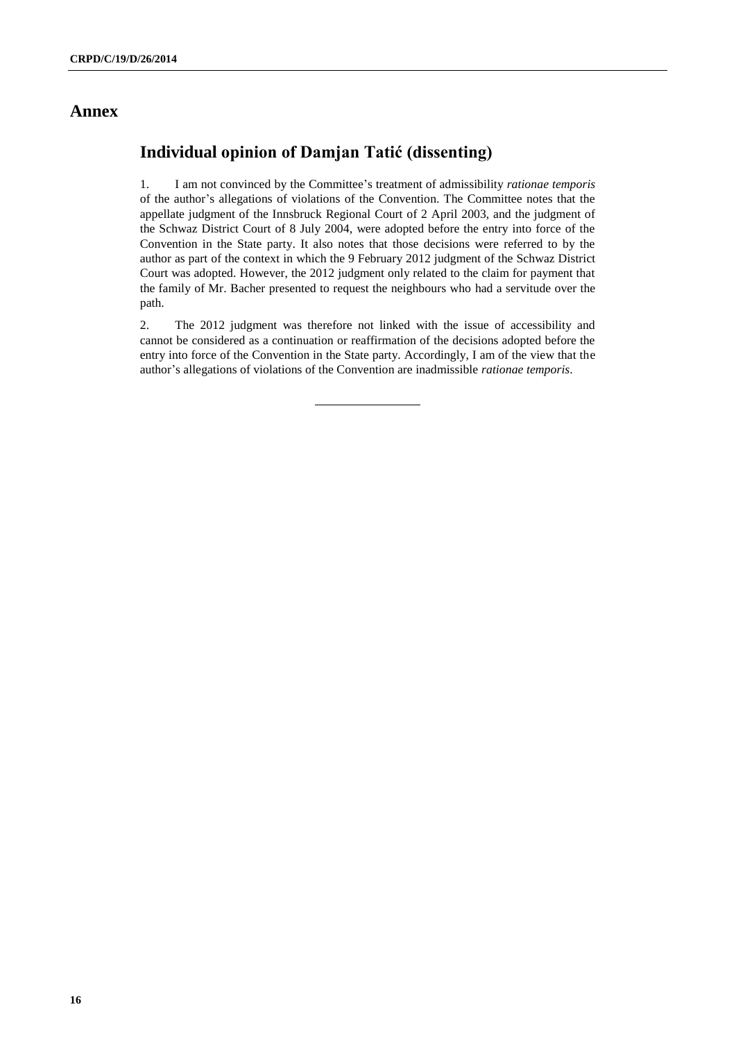# Annex

## Individual opinion of Damjan Tatić (dissenting)

1. I am not convinced by the Committee's treatment of admissibility *rationae temporis* of the author's allegations of violations of the Convention. The Committee notes that the appellate judgment of the Innsbruck Regional Court of 2 April 2003, and the judgment of the Schwaz District Court of 8 July 2004, were adopted before the entry into force of the Convention in the State party. It also notes that those decisions were referred to by the author as part of the context in which the 9 February 2012 judgment of the Schwaz District Court was adopted. However, the 2012 judgment only related to the claim for payment that the family of Mr. Bacher presented to request the neighbours who had a servitude over the path.

2. The 2012 judgment was therefore not linked with the issue of accessibility and cannot be considered as a continuation or reaffirmation of the decisions adopted before the entry into force of the Convention in the State party. Accordingly, I am of the view that the author's allegations of violations of the Convention are inadmissible *rationae temporis*.